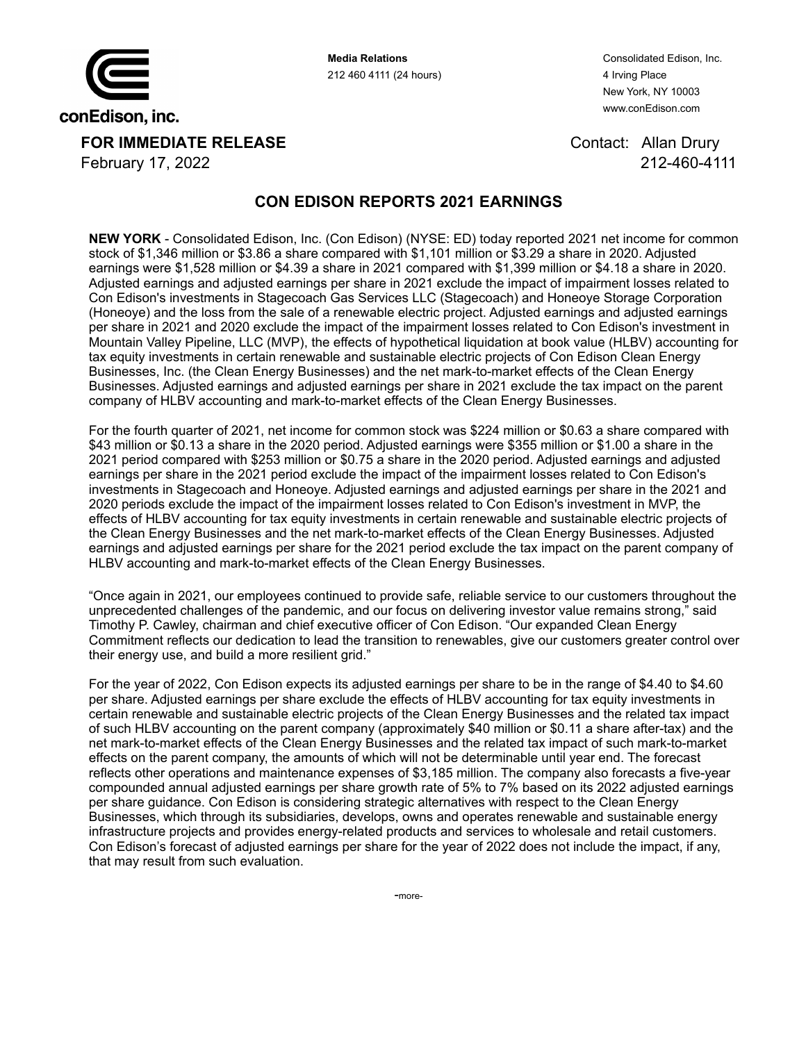conEdison, inc.

**Media Relations**
212 460 4111 (24 hours)

Consolidated Edison, Inc.
4 Irving Place
New York, NY 10003
www.conEdison.com

**FOR IMMEDIATE RELEASE**
February 17, 2022

Contact: Allan Drury
212-460-4111

## CON EDISON REPORTS 2021 EARNINGS

**NEW YORK** - Consolidated Edison, Inc. (Con Edison) (NYSE: ED) today reported 2021 net income for common stock of $1,346 million or $3.86 a share compared with $1,101 million or $3.29 a share in 2020. Adjusted earnings were $1,528 million or $4.39 a share in 2021 compared with $1,399 million or $4.18 a share in 2020. Adjusted earnings and adjusted earnings per share in 2021 exclude the impact of impairment losses related to Con Edison's investments in Stagecoach Gas Services LLC (Stagecoach) and Honeoye Storage Corporation (Honeoye) and the loss from the sale of a renewable electric project. Adjusted earnings and adjusted earnings per share in 2021 and 2020 exclude the impact of the impairment losses related to Con Edison's investment in Mountain Valley Pipeline, LLC (MVP), the effects of hypothetical liquidation at book value (HLBV) accounting for tax equity investments in certain renewable and sustainable electric projects of Con Edison Clean Energy Businesses, Inc. (the Clean Energy Businesses) and the net mark-to-market effects of the Clean Energy Businesses. Adjusted earnings and adjusted earnings per share in 2021 exclude the tax impact on the parent company of HLBV accounting and mark-to-market effects of the Clean Energy Businesses.

For the fourth quarter of 2021, net income for common stock was $224 million or $0.63 a share compared with $43 million or $0.13 a share in the 2020 period. Adjusted earnings were $355 million or $1.00 a share in the 2021 period compared with $253 million or $0.75 a share in the 2020 period. Adjusted earnings and adjusted earnings per share in the 2021 period exclude the impact of the impairment losses related to Con Edison's investments in Stagecoach and Honeoye. Adjusted earnings and adjusted earnings per share in the 2021 and 2020 periods exclude the impact of the impairment losses related to Con Edison's investment in MVP, the effects of HLBV accounting for tax equity investments in certain renewable and sustainable electric projects of the Clean Energy Businesses and the net mark-to-market effects of the Clean Energy Businesses. Adjusted earnings and adjusted earnings per share for the 2021 period exclude the tax impact on the parent company of HLBV accounting and mark-to-market effects of the Clean Energy Businesses.

"Once again in 2021, our employees continued to provide safe, reliable service to our customers throughout the unprecedented challenges of the pandemic, and our focus on delivering investor value remains strong," said Timothy P. Cawley, chairman and chief executive officer of Con Edison. "Our expanded Clean Energy Commitment reflects our dedication to lead the transition to renewables, give our customers greater control over their energy use, and build a more resilient grid."

For the year of 2022, Con Edison expects its adjusted earnings per share to be in the range of $4.40 to $4.60 per share. Adjusted earnings per share exclude the effects of HLBV accounting for tax equity investments in certain renewable and sustainable electric projects of the Clean Energy Businesses and the related tax impact of such HLBV accounting on the parent company (approximately $40 million or $0.11 a share after-tax) and the net mark-to-market effects of the Clean Energy Businesses and the related tax impact of such mark-to-market effects on the parent company, the amounts of which will not be determinable until year end. The forecast reflects other operations and maintenance expenses of $3,185 million. The company also forecasts a five-year compounded annual adjusted earnings per share growth rate of 5% to 7% based on its 2022 adjusted earnings per share guidance. Con Edison is considering strategic alternatives with respect to the Clean Energy Businesses, which through its subsidiaries, develops, owns and operates renewable and sustainable energy infrastructure projects and provides energy-related products and services to wholesale and retail customers. Con Edison's forecast of adjusted earnings per share for the year of 2022 does not include the impact, if any, that may result from such evaluation.

-more-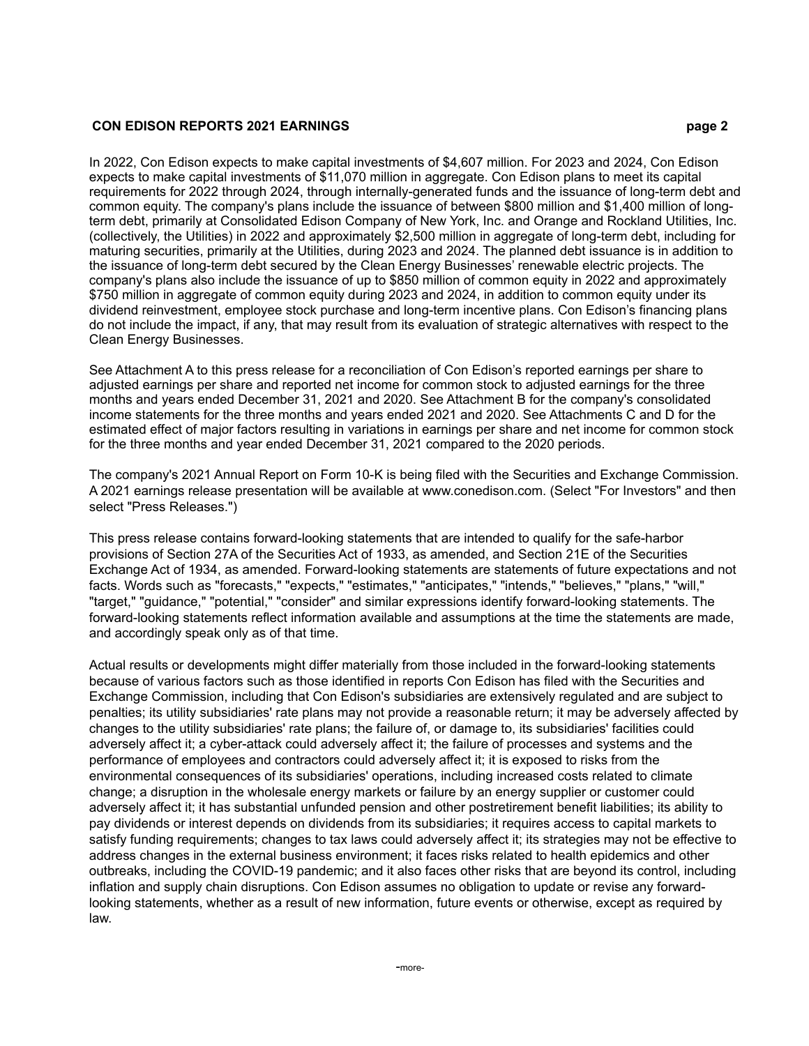In 2022, Con Edison expects to make capital investments of $4,607 million. For 2023 and 2024, Con Edison expects to make capital investments of $11,070 million in aggregate. Con Edison plans to meet its capital requirements for 2022 through 2024, through internally-generated funds and the issuance of long-term debt and common equity. The company's plans include the issuance of between $800 million and $1,400 million of long-term debt, primarily at Consolidated Edison Company of New York, Inc. and Orange and Rockland Utilities, Inc. (collectively, the Utilities) in 2022 and approximately $2,500 million in aggregate of long-term debt, including for maturing securities, primarily at the Utilities, during 2023 and 2024. The planned debt issuance is in addition to the issuance of long-term debt secured by the Clean Energy Businesses' renewable electric projects. The company's plans also include the issuance of up to $850 million of common equity in 2022 and approximately $750 million in aggregate of common equity during 2023 and 2024, in addition to common equity under its dividend reinvestment, employee stock purchase and long-term incentive plans. Con Edison's financing plans do not include the impact, if any, that may result from its evaluation of strategic alternatives with respect to the Clean Energy Businesses.

See Attachment A to this press release for a reconciliation of Con Edison's reported earnings per share to adjusted earnings per share and reported net income for common stock to adjusted earnings for the three months and years ended December 31, 2021 and 2020. See Attachment B for the company's consolidated income statements for the three months and years ended 2021 and 2020. See Attachments C and D for the estimated effect of major factors resulting in variations in earnings per share and net income for common stock for the three months and year ended December 31, 2021 compared to the 2020 periods.

The company's 2021 Annual Report on Form 10-K is being filed with the Securities and Exchange Commission. A 2021 earnings release presentation will be available at www.conedison.com. (Select "For Investors" and then select "Press Releases.")

This press release contains forward-looking statements that are intended to qualify for the safe-harbor provisions of Section 27A of the Securities Act of 1933, as amended, and Section 21E of the Securities Exchange Act of 1934, as amended. Forward-looking statements are statements of future expectations and not facts. Words such as "forecasts," "expects," "estimates," "anticipates," "intends," "believes," "plans," "will," "target," "guidance," "potential," "consider" and similar expressions identify forward-looking statements. The forward-looking statements reflect information available and assumptions at the time the statements are made, and accordingly speak only as of that time.

Actual results or developments might differ materially from those included in the forward-looking statements because of various factors such as those identified in reports Con Edison has filed with the Securities and Exchange Commission, including that Con Edison's subsidiaries are extensively regulated and are subject to penalties; its utility subsidiaries' rate plans may not provide a reasonable return; it may be adversely affected by changes to the utility subsidiaries' rate plans; the failure of, or damage to, its subsidiaries' facilities could adversely affect it; a cyber-attack could adversely affect it; the failure of processes and systems and the performance of employees and contractors could adversely affect it; it is exposed to risks from the environmental consequences of its subsidiaries' operations, including increased costs related to climate change; a disruption in the wholesale energy markets or failure by an energy supplier or customer could adversely affect it; it has substantial unfunded pension and other postretirement benefit liabilities; its ability to pay dividends or interest depends on dividends from its subsidiaries; it requires access to capital markets to satisfy funding requirements; changes to tax laws could adversely affect it; its strategies may not be effective to address changes in the external business environment; it faces risks related to health epidemics and other outbreaks, including the COVID-19 pandemic; and it also faces other risks that are beyond its control, including inflation and supply chain disruptions. Con Edison assumes no obligation to update or revise any forward-looking statements, whether as a result of new information, future events or otherwise, except as required by law.

-more-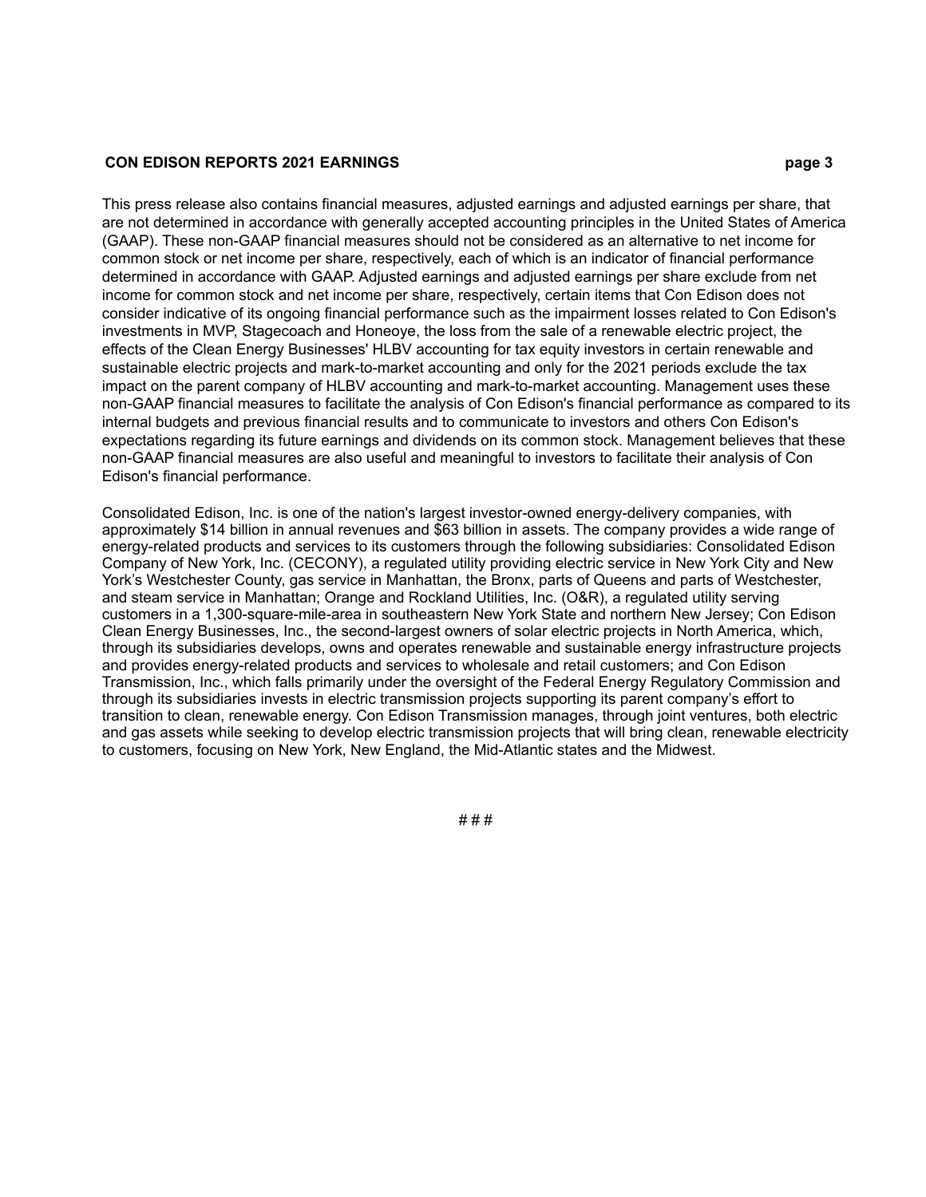This press release also contains financial measures, adjusted earnings and adjusted earnings per share, that are not determined in accordance with generally accepted accounting principles in the United States of America (GAAP). These non-GAAP financial measures should not be considered as an alternative to net income for common stock or net income per share, respectively, each of which is an indicator of financial performance determined in accordance with GAAP. Adjusted earnings and adjusted earnings per share exclude from net income for common stock and net income per share, respectively, certain items that Con Edison does not consider indicative of its ongoing financial performance such as the impairment losses related to Con Edison's investments in MVP, Stagecoach and Honeoye, the loss from the sale of a renewable electric project, the effects of the Clean Energy Businesses' HLBV accounting for tax equity investors in certain renewable and sustainable electric projects and mark-to-market accounting and only for the 2021 periods exclude the tax impact on the parent company of HLBV accounting and mark-to-market accounting. Management uses these non-GAAP financial measures to facilitate the analysis of Con Edison's financial performance as compared to its internal budgets and previous financial results and to communicate to investors and others Con Edison's expectations regarding its future earnings and dividends on its common stock. Management believes that these non-GAAP financial measures are also useful and meaningful to investors to facilitate their analysis of Con Edison's financial performance.

Consolidated Edison, Inc. is one of the nation's largest investor-owned energy-delivery companies, with approximately $14 billion in annual revenues and $63 billion in assets. The company provides a wide range of energy-related products and services to its customers through the following subsidiaries: Consolidated Edison Company of New York, Inc. (CECONY), a regulated utility providing electric service in New York City and New York's Westchester County, gas service in Manhattan, the Bronx, parts of Queens and parts of Westchester, and steam service in Manhattan; Orange and Rockland Utilities, Inc. (O&R), a regulated utility serving customers in a 1,300-square-mile-area in southeastern New York State and northern New Jersey; Con Edison Clean Energy Businesses, Inc., the second-largest owners of solar electric projects in North America, which, through its subsidiaries develops, owns and operates renewable and sustainable energy infrastructure projects and provides energy-related products and services to wholesale and retail customers; and Con Edison Transmission, Inc., which falls primarily under the oversight of the Federal Energy Regulatory Commission and through its subsidiaries invests in electric transmission projects supporting its parent company's effort to transition to clean, renewable energy. Con Edison Transmission manages, through joint ventures, both electric and gas assets while seeking to develop electric transmission projects that will bring clean, renewable electricity to customers, focusing on New York, New England, the Mid-Atlantic states and the Midwest.

# # #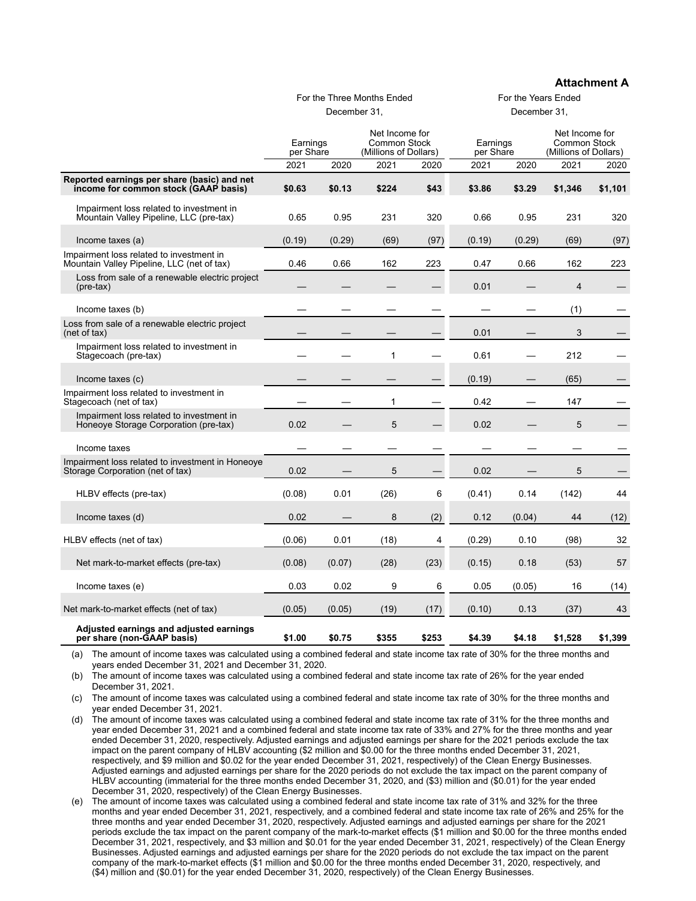**Attachment A**

| | For the Three Months Ended December 31, | | | | For the Years Ended December 31, | | | |
|---|---|---|---|---|---|---|---|---|
| | Earnings per Share | | Net Income for Common Stock (Millions of Dollars) | | Earnings per Share | | Net Income for Common Stock (Millions of Dollars) | |
| | 2021 | 2020 | 2021 | 2020 | 2021 | 2020 | 2021 | 2020 |
| **Reported earnings per share (basic) and net income for common stock (GAAP basis)** | **$0.63** | **$0.13** | **$224** | **$43** | **$3.86** | **$3.29** | **$1,346** | **$1,101** |
| Impairment loss related to investment in Mountain Valley Pipeline, LLC (pre-tax) | 0.65 | 0.95 | 231 | 320 | 0.66 | 0.95 | 231 | 320 |
| Income taxes (a) | (0.19) | (0.29) | (69) | (97) | (0.19) | (0.29) | (69) | (97) |
| Impairment loss related to investment in Mountain Valley Pipeline, LLC (net of tax) | 0.46 | 0.66 | 162 | 223 | 0.47 | 0.66 | 162 | 223 |
| Loss from sale of a renewable electric project (pre-tax) | — | — | — | — | 0.01 | — | 4 | — |
| Income taxes (b) | — | — | — | — | — | — | (1) | — |
| Loss from sale of a renewable electric project (net of tax) | — | — | — | — | 0.01 | — | 3 | — |
| Impairment loss related to investment in Stagecoach (pre-tax) | — | — | 1 | — | 0.61 | — | 212 | — |
| Income taxes (c) | — | — | — | — | (0.19) | — | (65) | — |
| Impairment loss related to investment in Stagecoach (net of tax) | — | — | 1 | — | 0.42 | — | 147 | — |
| Impairment loss related to investment in Honeoye Storage Corporation (pre-tax) | 0.02 | — | 5 | — | 0.02 | — | 5 | — |
| Income taxes | — | — | — | — | — | — | — | — |
| Impairment loss related to investment in Honeoye Storage Corporation (net of tax) | 0.02 | — | 5 | — | 0.02 | — | 5 | — |
| HLBV effects (pre-tax) | (0.08) | 0.01 | (26) | 6 | (0.41) | 0.14 | (142) | 44 |
| Income taxes (d) | 0.02 | — | 8 | (2) | 0.12 | (0.04) | 44 | (12) |
| HLBV effects (net of tax) | (0.06) | 0.01 | (18) | 4 | (0.29) | 0.10 | (98) | 32 |
| Net mark-to-market effects (pre-tax) | (0.08) | (0.07) | (28) | (23) | (0.15) | 0.18 | (53) | 57 |
| Income taxes (e) | 0.03 | 0.02 | 9 | 6 | 0.05 | (0.05) | 16 | (14) |
| Net mark-to-market effects (net of tax) | (0.05) | (0.05) | (19) | (17) | (0.10) | 0.13 | (37) | 43 |
| **Adjusted earnings and adjusted earnings per share (non-GAAP basis)** | **$1.00** | **$0.75** | **$355** | **$253** | **$4.39** | **$4.18** | **$1,528** | **$1,399** |

(a) The amount of income taxes was calculated using a combined federal and state income tax rate of 30% for the three months and years ended December 31, 2021 and December 31, 2020.

(b) The amount of income taxes was calculated using a combined federal and state income tax rate of 26% for the year ended December 31, 2021.

(c) The amount of income taxes was calculated using a combined federal and state income tax rate of 30% for the three months and year ended December 31, 2021.

(d) The amount of income taxes was calculated using a combined federal and state income tax rate of 31% for the three months and year ended December 31, 2021 and a combined federal and state income tax rate of 33% and 27% for the three months and year ended December 31, 2020, respectively. Adjusted earnings and adjusted earnings per share for the 2021 periods exclude the tax impact on the parent company of HLBV accounting ($2 million and $0.00 for the three months ended December 31, 2021, respectively, and $9 million and $0.02 for the year ended December 31, 2021, respectively) of the Clean Energy Businesses. Adjusted earnings and adjusted earnings per share for the 2020 periods do not exclude the tax impact on the parent company of HLBV accounting (immaterial for the three months ended December 31, 2020, and ($3) million and ($0.01) for the year ended December 31, 2020, respectively) of the Clean Energy Businesses.

(e) The amount of income taxes was calculated using a combined federal and state income tax rate of 31% and 32% for the three months and year ended December 31, 2021, respectively, and a combined federal and state income tax rate of 26% and 25% for the three months and year ended December 31, 2020, respectively. Adjusted earnings and adjusted earnings per share for the 2021 periods exclude the tax impact on the parent company of the mark-to-market effects ($1 million and $0.00 for the three months ended December 31, 2021, respectively, and $3 million and $0.01 for the year ended December 31, 2021, respectively) of the Clean Energy Businesses. Adjusted earnings and adjusted earnings per share for the 2020 periods do not exclude the tax impact on the parent company of the mark-to-market effects ($1 million and $0.00 for the three months ended December 31, 2020, respectively, and ($4) million and ($0.01) for the year ended December 31, 2020, respectively) of the Clean Energy Businesses.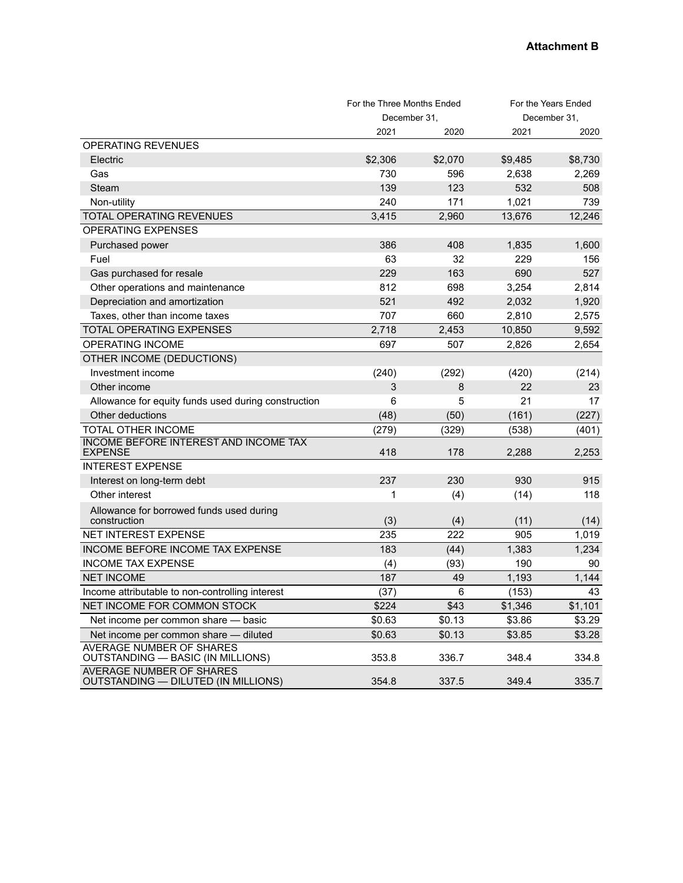**Attachment B**

| | For the Three Months Ended December 31, | | For the Years Ended December 31, | |
|---|---|---|---|---|
| | 2021 | 2020 | 2021 | 2020 |
| OPERATING REVENUES | | | | |
| Electric | $2,306 | $2,070 | $9,485 | $8,730 |
| Gas | 730 | 596 | 2,638 | 2,269 |
| Steam | 139 | 123 | 532 | 508 |
| Non-utility | 240 | 171 | 1,021 | 739 |
| TOTAL OPERATING REVENUES | 3,415 | 2,960 | 13,676 | 12,246 |
| OPERATING EXPENSES | | | | |
| Purchased power | 386 | 408 | 1,835 | 1,600 |
| Fuel | 63 | 32 | 229 | 156 |
| Gas purchased for resale | 229 | 163 | 690 | 527 |
| Other operations and maintenance | 812 | 698 | 3,254 | 2,814 |
| Depreciation and amortization | 521 | 492 | 2,032 | 1,920 |
| Taxes, other than income taxes | 707 | 660 | 2,810 | 2,575 |
| TOTAL OPERATING EXPENSES | 2,718 | 2,453 | 10,850 | 9,592 |
| OPERATING INCOME | 697 | 507 | 2,826 | 2,654 |
| OTHER INCOME (DEDUCTIONS) | | | | |
| Investment income | (240) | (292) | (420) | (214) |
| Other income | 3 | 8 | 22 | 23 |
| Allowance for equity funds used during construction | 6 | 5 | 21 | 17 |
| Other deductions | (48) | (50) | (161) | (227) |
| TOTAL OTHER INCOME | (279) | (329) | (538) | (401) |
| INCOME BEFORE INTEREST AND INCOME TAX EXPENSE | 418 | 178 | 2,288 | 2,253 |
| INTEREST EXPENSE | | | | |
| Interest on long-term debt | 237 | 230 | 930 | 915 |
| Other interest | 1 | (4) | (14) | 118 |
| Allowance for borrowed funds used during construction | (3) | (4) | (11) | (14) |
| NET INTEREST EXPENSE | 235 | 222 | 905 | 1,019 |
| INCOME BEFORE INCOME TAX EXPENSE | 183 | (44) | 1,383 | 1,234 |
| INCOME TAX EXPENSE | (4) | (93) | 190 | 90 |
| NET INCOME | 187 | 49 | 1,193 | 1,144 |
| Income attributable to non-controlling interest | (37) | 6 | (153) | 43 |
| NET INCOME FOR COMMON STOCK | $224 | $43 | $1,346 | $1,101 |
| Net income per common share — basic | $0.63 | $0.13 | $3.86 | $3.29 |
| Net income per common share — diluted | $0.63 | $0.13 | $3.85 | $3.28 |
| AVERAGE NUMBER OF SHARES OUTSTANDING — BASIC (IN MILLIONS) | 353.8 | 336.7 | 348.4 | 334.8 |
| AVERAGE NUMBER OF SHARES OUTSTANDING — DILUTED (IN MILLIONS) | 354.8 | 337.5 | 349.4 | 335.7 |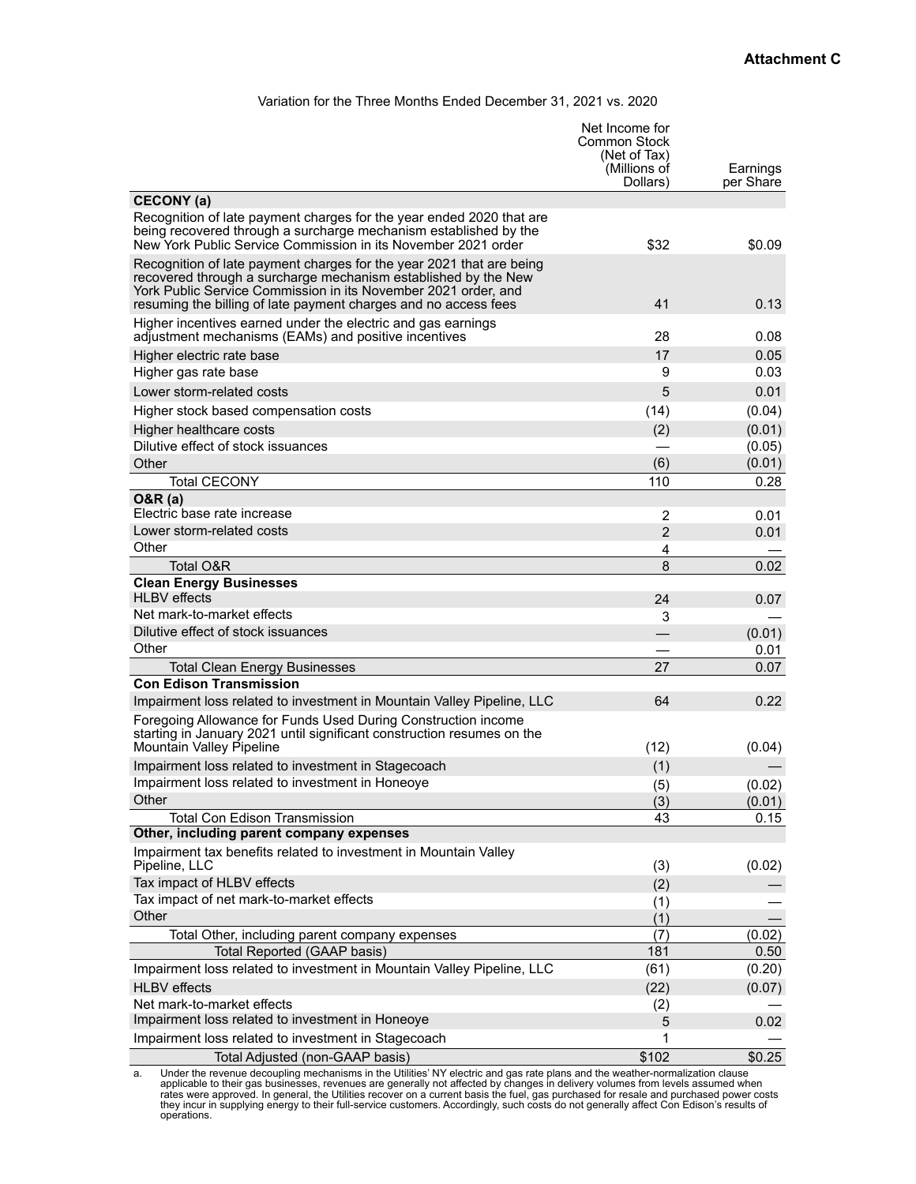**Attachment C**

Variation for the Three Months Ended December 31, 2021 vs. 2020

| | Net Income for Common Stock (Net of Tax) (Millions of Dollars) | Earnings per Share |
|---|---|---|
| **CECONY (a)** | | |
| Recognition of late payment charges for the year ended 2020 that are being recovered through a surcharge mechanism established by the New York Public Service Commission in its November 2021 order | $32 | $0.09 |
| Recognition of late payment charges for the year 2021 that are being recovered through a surcharge mechanism established by the New York Public Service Commission in its November 2021 order, and resuming the billing of late payment charges and no access fees | 41 | 0.13 |
| Higher incentives earned under the electric and gas earnings adjustment mechanisms (EAMs) and positive incentives | 28 | 0.08 |
| Higher electric rate base | 17 | 0.05 |
| Higher gas rate base | 9 | 0.03 |
| Lower storm-related costs | 5 | 0.01 |
| Higher stock based compensation costs | (14) | (0.04) |
| Higher healthcare costs | (2) | (0.01) |
| Dilutive effect of stock issuances | — | (0.05) |
| Other | (6) | (0.01) |
| Total CECONY | 110 | 0.28 |
| **O&R (a)** | | |
| Electric base rate increase | 2 | 0.01 |
| Lower storm-related costs | 2 | 0.01 |
| Other | 4 | — |
| Total O&R | 8 | 0.02 |
| **Clean Energy Businesses** | | |
| HLBV effects | 24 | 0.07 |
| Net mark-to-market effects | 3 | — |
| Dilutive effect of stock issuances | — | (0.01) |
| Other | — | 0.01 |
| Total Clean Energy Businesses | 27 | 0.07 |
| **Con Edison Transmission** | | |
| Impairment loss related to investment in Mountain Valley Pipeline, LLC | 64 | 0.22 |
| Foregoing Allowance for Funds Used During Construction income starting in January 2021 until significant construction resumes on the Mountain Valley Pipeline | (12) | (0.04) |
| Impairment loss related to investment in Stagecoach | (1) | — |
| Impairment loss related to investment in Honeoye | (5) | (0.02) |
| Other | (3) | (0.01) |
| Total Con Edison Transmission | 43 | 0.15 |
| **Other, including parent company expenses** | | |
| Impairment tax benefits related to investment in Mountain Valley Pipeline, LLC | (3) | (0.02) |
| Tax impact of HLBV effects | (2) | — |
| Tax impact of net mark-to-market effects | (1) | — |
| Other | (1) | — |
| Total Other, including parent company expenses | (7) | (0.02) |
| Total Reported (GAAP basis) | 181 | 0.50 |
| Impairment loss related to investment in Mountain Valley Pipeline, LLC | (61) | (0.20) |
| HLBV effects | (22) | (0.07) |
| Net mark-to-market effects | (2) | — |
| Impairment loss related to investment in Honeoye | 5 | 0.02 |
| Impairment loss related to investment in Stagecoach | 1 | — |
| Total Adjusted (non-GAAP basis) | $102 | $0.25 |

a. Under the revenue decoupling mechanisms in the Utilities' NY electric and gas rate plans and the weather-normalization clause applicable to their gas businesses, revenues are generally not affected by changes in delivery volumes from levels assumed when rates were approved. In general, the Utilities recover on a current basis the fuel, gas purchased for resale and purchased power costs they incur in supplying energy to their full-service customers. Accordingly, such costs do not generally affect Con Edison's results of operations.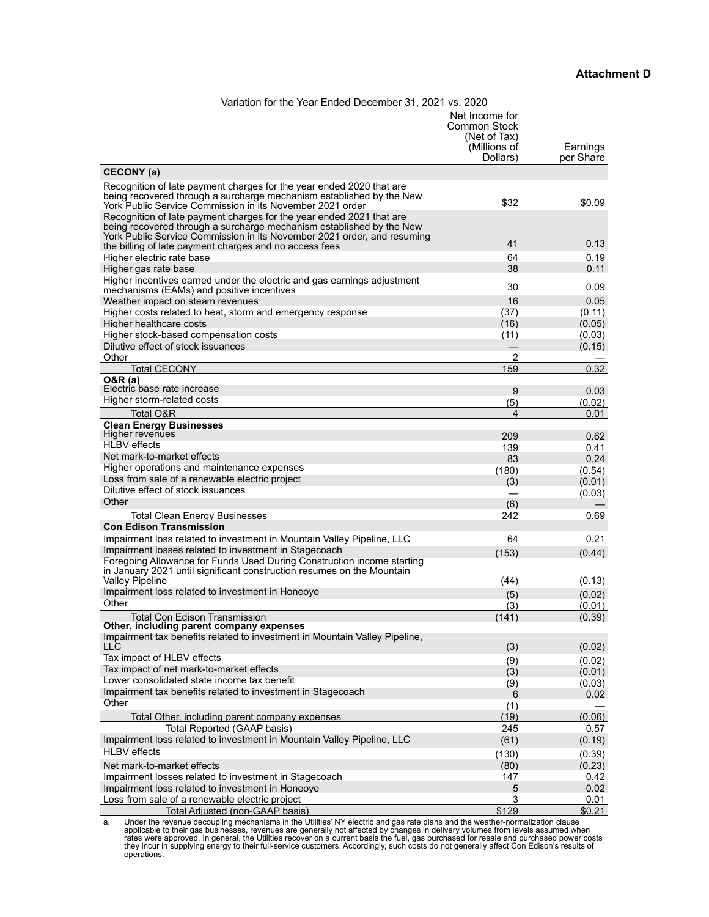**Attachment D**

Variation for the Year Ended December 31, 2021 vs. 2020

| | Net Income for Common Stock (Net of Tax) (Millions of Dollars) | Earnings per Share |
|---|---|---|
| **CECONY (a)** | | |
| Recognition of late payment charges for the year ended 2020 that are being recovered through a surcharge mechanism established by the New York Public Service Commission in its November 2021 order | $32 | $0.09 |
| Recognition of late payment charges for the year ended 2021 that are being recovered through a surcharge mechanism established by the New York Public Service Commission in its November 2021 order, and resuming the billing of late payment charges and no access fees | 41 | 0.13 |
| Higher electric rate base | 64 | 0.19 |
| Higher gas rate base | 38 | 0.11 |
| Higher incentives earned under the electric and gas earnings adjustment mechanisms (EAMs) and positive incentives | 30 | 0.09 |
| Weather impact on steam revenues | 16 | 0.05 |
| Higher costs related to heat, storm and emergency response | (37) | (0.11) |
| Higher healthcare costs | (16) | (0.05) |
| Higher stock-based compensation costs | (11) | (0.03) |
| Dilutive effect of stock issuances | — | (0.15) |
| Other | 2 | — |
| Total CECONY | 159 | 0.32 |
| **O&R (a)** | | |
| Electric base rate increase | 9 | 0.03 |
| Higher storm-related costs | (5) | (0.02) |
| Total O&R | 4 | 0.01 |
| **Clean Energy Businesses** | | |
| Higher revenues | 209 | 0.62 |
| HLBV effects | 139 | 0.41 |
| Net mark-to-market effects | 83 | 0.24 |
| Higher operations and maintenance expenses | (180) | (0.54) |
| Loss from sale of a renewable electric project | (3) | (0.01) |
| Dilutive effect of stock issuances | — | (0.03) |
| Other | (6) | — |
| Total Clean Energy Businesses | 242 | 0.69 |
| **Con Edison Transmission** | | |
| Impairment loss related to investment in Mountain Valley Pipeline, LLC | 64 | 0.21 |
| Impairment losses related to investment in Stagecoach | (153) | (0.44) |
| Foregoing Allowance for Funds Used During Construction income starting in January 2021 until significant construction resumes on the Mountain Valley Pipeline | (44) | (0.13) |
| Impairment loss related to investment in Honeoye | (5) | (0.02) |
| Other | (3) | (0.01) |
| Total Con Edison Transmission | (141) | (0.39) |
| **Other, including parent company expenses** | | |
| Impairment tax benefits related to investment in Mountain Valley Pipeline, LLC | (3) | (0.02) |
| Tax impact of HLBV effects | (9) | (0.02) |
| Tax impact of net mark-to-market effects | (3) | (0.01) |
| Lower consolidated state income tax benefit | (9) | (0.03) |
| Impairment tax benefits related to investment in Stagecoach | 6 | 0.02 |
| Other | (1) | — |
| Total Other, including parent company expenses | (19) | (0.06) |
| Total Reported (GAAP basis) | 245 | 0.57 |
| Impairment loss related to investment in Mountain Valley Pipeline, LLC | (61) | (0.19) |
| HLBV effects | (130) | (0.39) |
| Net mark-to-market effects | (80) | (0.23) |
| Impairment losses related to investment in Stagecoach | 147 | 0.42 |
| Impairment loss related to investment in Honeoye | 5 | 0.02 |
| Loss from sale of a renewable electric project | 3 | 0.01 |
| Total Adjusted (non-GAAP basis) | $129 | $0.21 |

a. Under the revenue decoupling mechanisms in the Utilities' NY electric and gas rate plans and the weather-normalization clause applicable to their gas businesses, revenues are generally not affected by changes in delivery volumes from levels assumed when rates were approved. In general, the Utilities recover on a current basis the fuel, gas purchased for resale and purchased power costs they incur in supplying energy to their full-service customers. Accordingly, such costs do not generally affect Con Edison's results of operations.